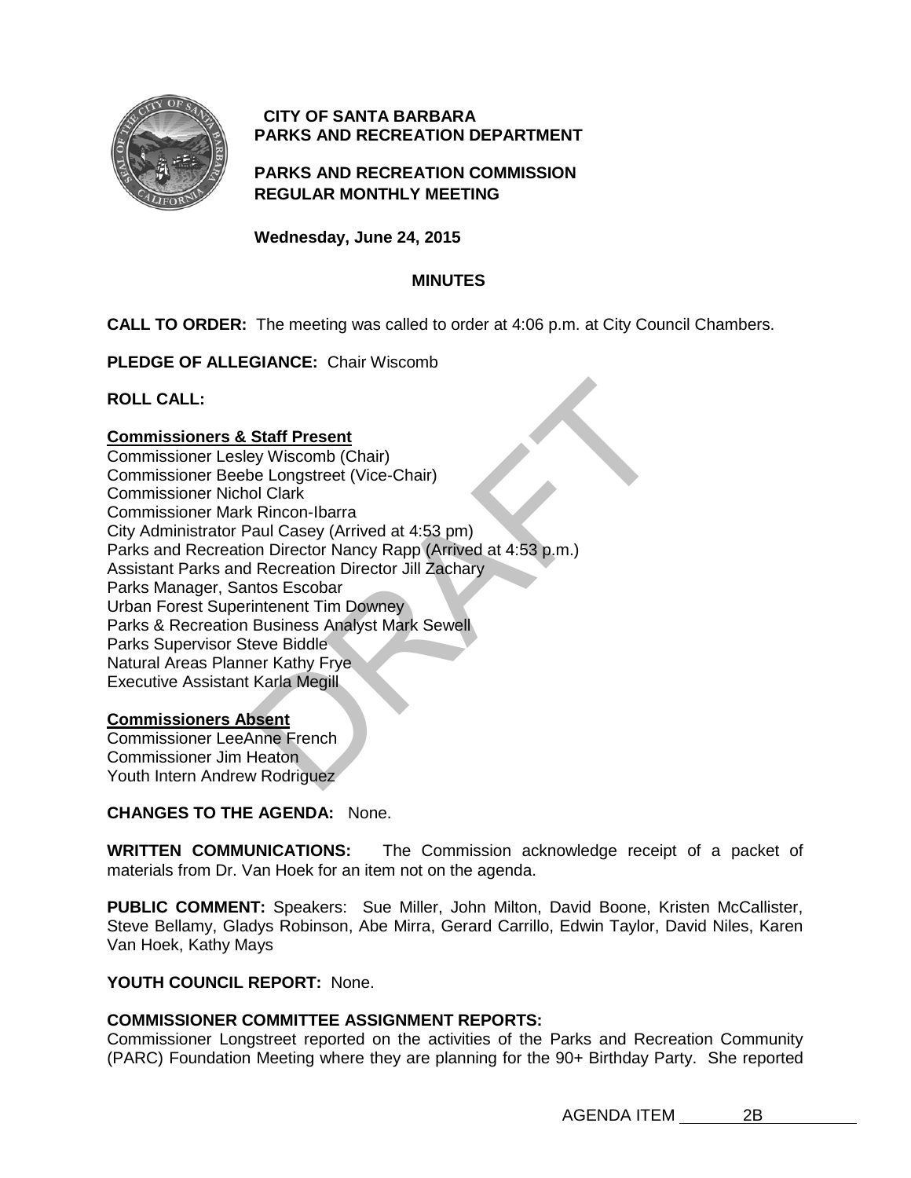**CITY OF SANTA BARBARA**
**PARKS AND RECREATION DEPARTMENT**

**PARKS AND RECREATION COMMISSION**
**REGULAR MONTHLY MEETING**

**Wednesday, June 24, 2015**

**MINUTES**

**CALL TO ORDER:** The meeting was called to order at 4:06 p.m. at City Council Chambers.

**PLEDGE OF ALLEGIANCE:** Chair Wiscomb

**ROLL CALL:**

**Commissioners & Staff Present**
Commissioner Lesley Wiscomb (Chair)
Commissioner Beebe Longstreet (Vice-Chair)
Commissioner Nichol Clark
Commissioner Mark Rincon-Ibarra
City Administrator Paul Casey (Arrived at 4:53 pm)
Parks and Recreation Director Nancy Rapp (Arrived at 4:53 p.m.)
Assistant Parks and Recreation Director Jill Zachary
Parks Manager, Santos Escobar
Urban Forest Superintenent Tim Downey
Parks & Recreation Business Analyst Mark Sewell
Parks Supervisor Steve Biddle
Natural Areas Planner Kathy Frye
Executive Assistant Karla Megill

**Commissioners Absent**
Commissioner LeeAnne French
Commissioner Jim Heaton
Youth Intern Andrew Rodriguez

**CHANGES TO THE AGENDA:** None.

**WRITTEN COMMUNICATIONS:** The Commission acknowledge receipt of a packet of materials from Dr. Van Hoek for an item not on the agenda.

**PUBLIC COMMENT:** Speakers: Sue Miller, John Milton, David Boone, Kristen McCallister, Steve Bellamy, Gladys Robinson, Abe Mirra, Gerard Carrillo, Edwin Taylor, David Niles, Karen Van Hoek, Kathy Mays

**YOUTH COUNCIL REPORT:** None.

**COMMISSIONER COMMITTEE ASSIGNMENT REPORTS:**
Commissioner Longstreet reported on the activities of the Parks and Recreation Community (PARC) Foundation Meeting where they are planning for the 90+ Birthday Party. She reported

AGENDA ITEM 2B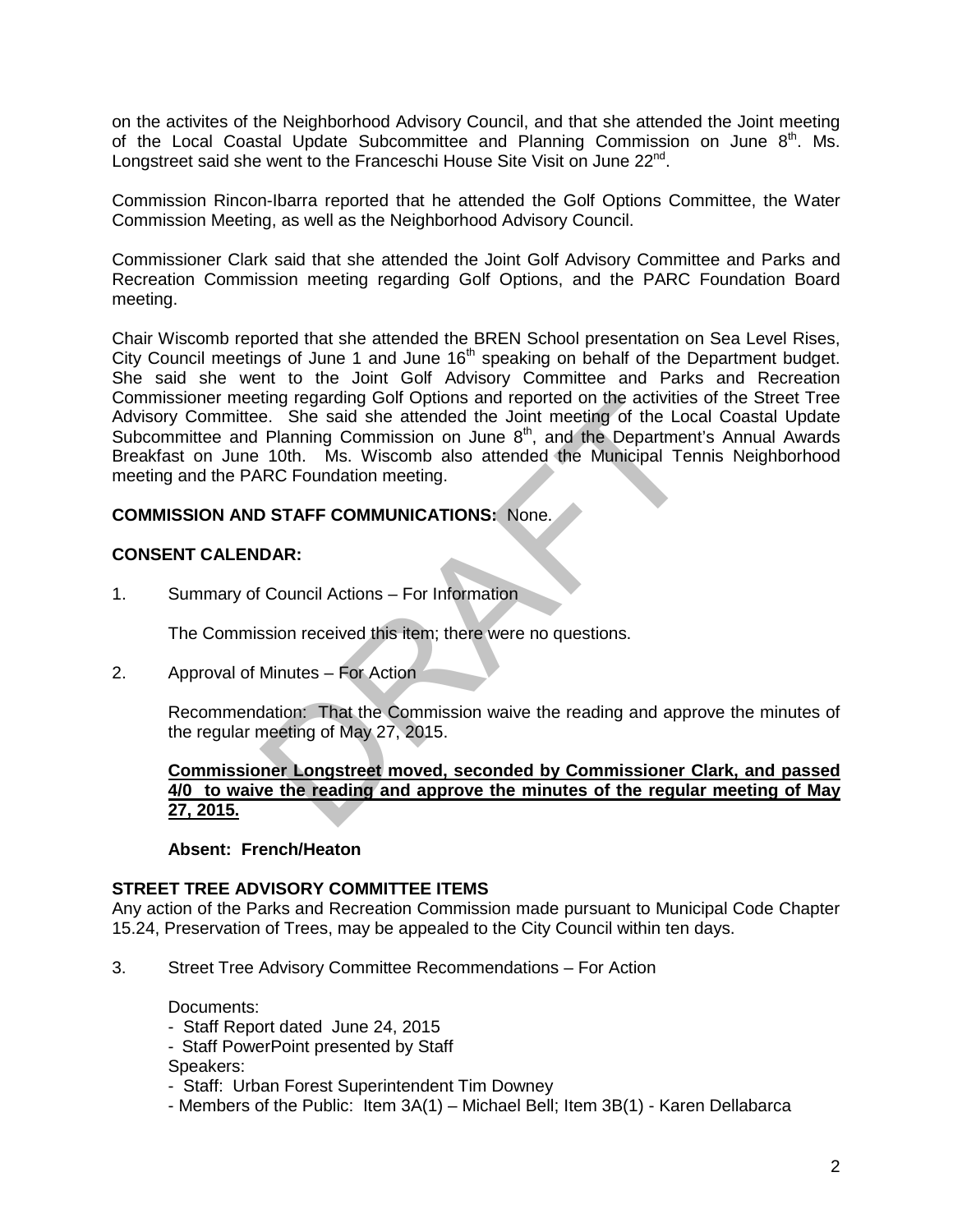on the activites of the Neighborhood Advisory Council, and that she attended the Joint meeting of the Local Coastal Update Subcommittee and Planning Commission on June 8th. Ms. Longstreet said she went to the Franceschi House Site Visit on June 22nd.

Commission Rincon-Ibarra reported that he attended the Golf Options Committee, the Water Commission Meeting, as well as the Neighborhood Advisory Council.

Commissioner Clark said that she attended the Joint Golf Advisory Committee and Parks and Recreation Commission meeting regarding Golf Options, and the PARC Foundation Board meeting.

Chair Wiscomb reported that she attended the BREN School presentation on Sea Level Rises, City Council meetings of June 1 and June 16th speaking on behalf of the Department budget. She said she went to the Joint Golf Advisory Committee and Parks and Recreation Commissioner meeting regarding Golf Options and reported on the activities of the Street Tree Advisory Committee. She said she attended the Joint meeting of the Local Coastal Update Subcommittee and Planning Commission on June 8th, and the Department's Annual Awards Breakfast on June 10th. Ms. Wiscomb also attended the Municipal Tennis Neighborhood meeting and the PARC Foundation meeting.

**COMMISSION AND STAFF COMMUNICATIONS:** None.

**CONSENT CALENDAR:**

1. Summary of Council Actions – For Information

   The Commission received this item; there were no questions.

2. Approval of Minutes – For Action

   Recommendation: That the Commission waive the reading and approve the minutes of the regular meeting of May 27, 2015.

   **Commissioner Longstreet moved, seconded by Commissioner Clark, and passed 4/0 to waive the reading and approve the minutes of the regular meeting of May 27, 2015.**

   **Absent: French/Heaton**

**STREET TREE ADVISORY COMMITTEE ITEMS**

Any action of the Parks and Recreation Commission made pursuant to Municipal Code Chapter 15.24, Preservation of Trees, may be appealed to the City Council within ten days.

3. Street Tree Advisory Committee Recommendations – For Action

   Documents:
   - Staff Report dated June 24, 2015
   - Staff PowerPoint presented by Staff

   Speakers:
   - Staff: Urban Forest Superintendent Tim Downey
   - Members of the Public: Item 3A(1) – Michael Bell; Item 3B(1) - Karen Dellabarca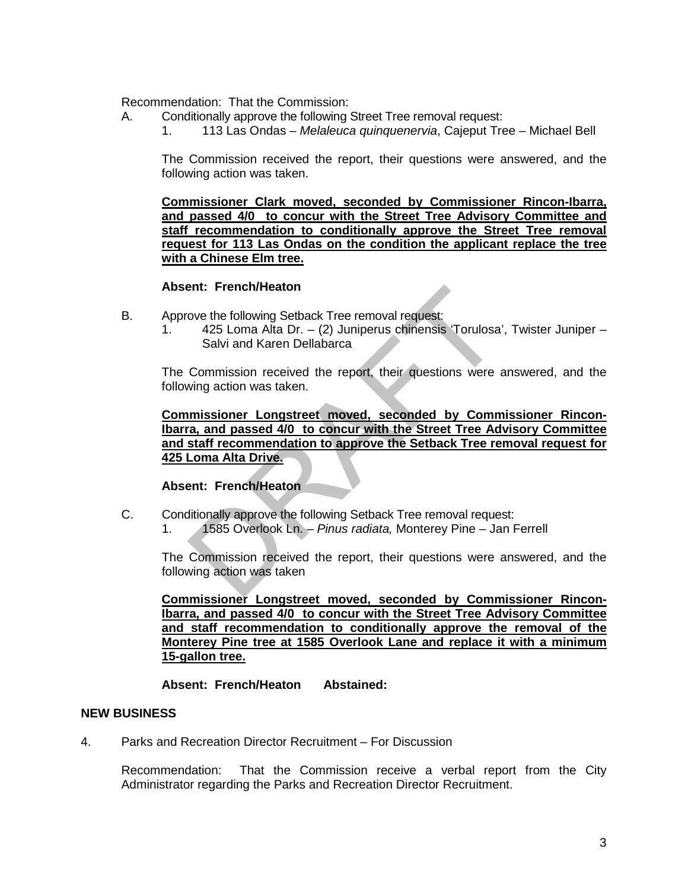Recommendation: That the Commission:

A. Conditionally approve the following Street Tree removal request:
   1. 113 Las Ondas – *Melaleuca quinquenervia*, Cajeput Tree – Michael Bell

   The Commission received the report, their questions were answered, and the following action was taken.

   **Commissioner Clark moved, seconded by Commissioner Rincon-Ibarra, and passed 4/0 to concur with the Street Tree Advisory Committee and staff recommendation to conditionally approve the Street Tree removal request for 113 Las Ondas on the condition the applicant replace the tree with a Chinese Elm tree.**

   **Absent: French/Heaton**

B. Approve the following Setback Tree removal request:
   1. 425 Loma Alta Dr. – (2) Juniperus chinensis 'Torulosa', Twister Juniper – Salvi and Karen Dellabarca

   The Commission received the report, their questions were answered, and the following action was taken.

   **Commissioner Longstreet moved, seconded by Commissioner Rincon-Ibarra, and passed 4/0 to concur with the Street Tree Advisory Committee and staff recommendation to approve the Setback Tree removal request for 425 Loma Alta Drive.**

   **Absent: French/Heaton**

C. Conditionally approve the following Setback Tree removal request:
   1. 1585 Overlook Ln. – *Pinus radiata,* Monterey Pine – Jan Ferrell

   The Commission received the report, their questions were answered, and the following action was taken

   **Commissioner Longstreet moved, seconded by Commissioner Rincon-Ibarra, and passed 4/0 to concur with the Street Tree Advisory Committee and staff recommendation to conditionally approve the removal of the Monterey Pine tree at 1585 Overlook Lane and replace it with a minimum 15-gallon tree.**

   **Absent: French/Heaton      Abstained:**

**NEW BUSINESS**

4. Parks and Recreation Director Recruitment – For Discussion

   Recommendation: That the Commission receive a verbal report from the City Administrator regarding the Parks and Recreation Director Recruitment.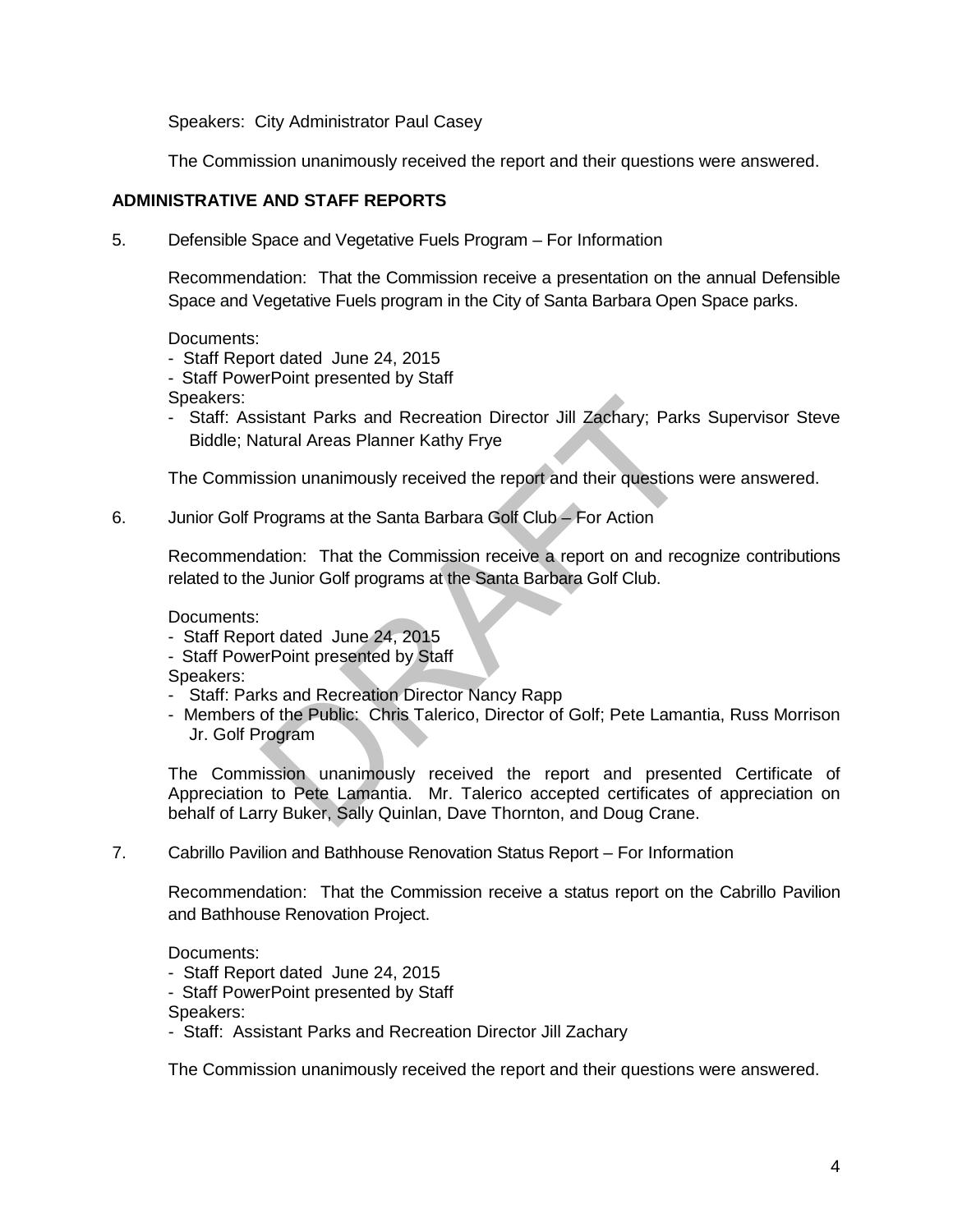Speakers: City Administrator Paul Casey

The Commission unanimously received the report and their questions were answered.

## ADMINISTRATIVE AND STAFF REPORTS

5. Defensible Space and Vegetative Fuels Program – For Information

   Recommendation: That the Commission receive a presentation on the annual Defensible Space and Vegetative Fuels program in the City of Santa Barbara Open Space parks.

   Documents:
   - Staff Report dated June 24, 2015
   - Staff PowerPoint presented by Staff

   Speakers:
   - Staff: Assistant Parks and Recreation Director Jill Zachary; Parks Supervisor Steve Biddle; Natural Areas Planner Kathy Frye

   The Commission unanimously received the report and their questions were answered.

6. Junior Golf Programs at the Santa Barbara Golf Club – For Action

   Recommendation: That the Commission receive a report on and recognize contributions related to the Junior Golf programs at the Santa Barbara Golf Club.

   Documents:
   - Staff Report dated June 24, 2015
   - Staff PowerPoint presented by Staff

   Speakers:
   - Staff: Parks and Recreation Director Nancy Rapp
   - Members of the Public: Chris Talerico, Director of Golf; Pete Lamantia, Russ Morrison Jr. Golf Program

   The Commission unanimously received the report and presented Certificate of Appreciation to Pete Lamantia. Mr. Talerico accepted certificates of appreciation on behalf of Larry Buker, Sally Quinlan, Dave Thornton, and Doug Crane.

7. Cabrillo Pavilion and Bathhouse Renovation Status Report – For Information

   Recommendation: That the Commission receive a status report on the Cabrillo Pavilion and Bathhouse Renovation Project.

   Documents:
   - Staff Report dated June 24, 2015
   - Staff PowerPoint presented by Staff

   Speakers:
   - Staff: Assistant Parks and Recreation Director Jill Zachary

   The Commission unanimously received the report and their questions were answered.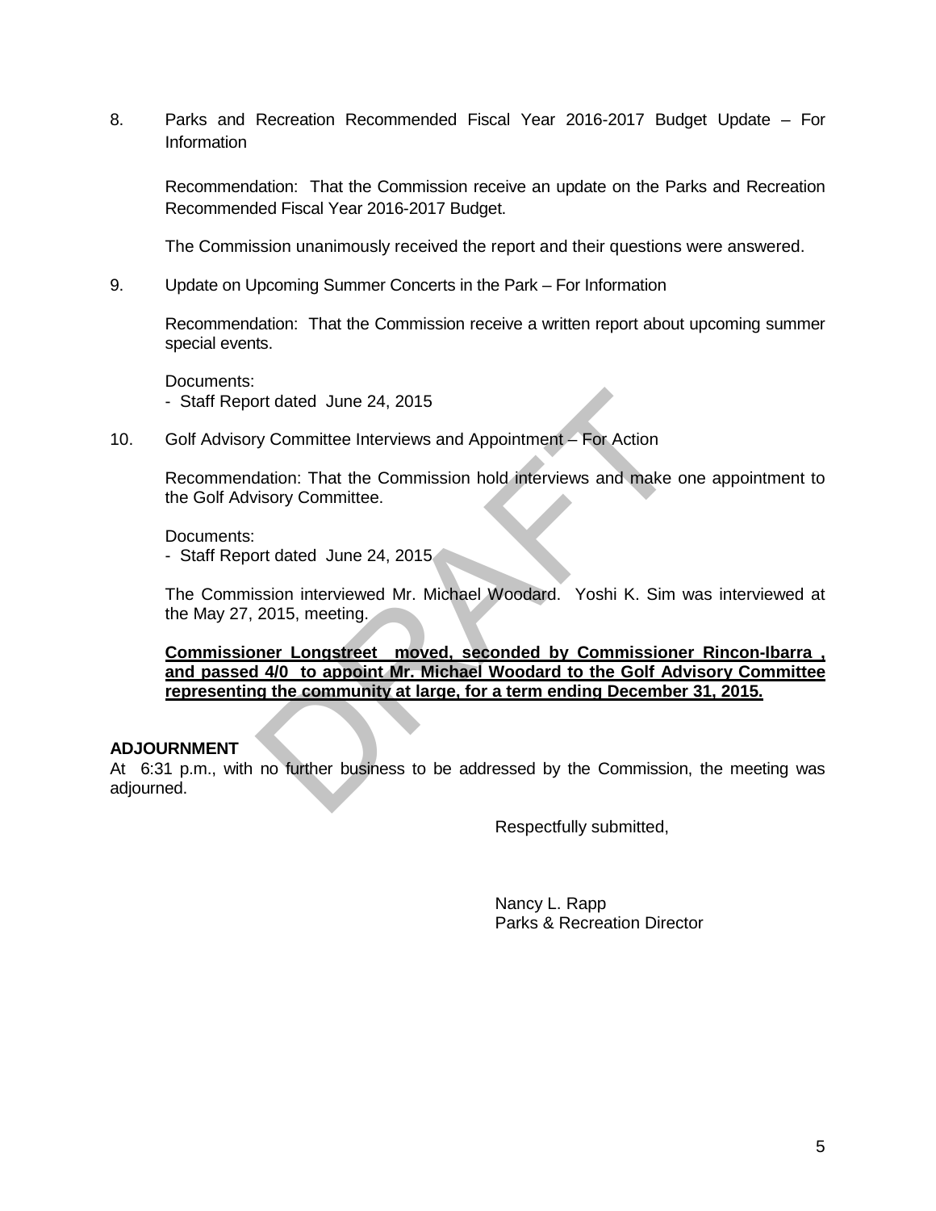8. Parks and Recreation Recommended Fiscal Year 2016-2017 Budget Update – For Information

   Recommendation: That the Commission receive an update on the Parks and Recreation Recommended Fiscal Year 2016-2017 Budget.

   The Commission unanimously received the report and their questions were answered.

9. Update on Upcoming Summer Concerts in the Park – For Information

   Recommendation: That the Commission receive a written report about upcoming summer special events.

   Documents:
   - Staff Report dated June 24, 2015

10. Golf Advisory Committee Interviews and Appointment – For Action

    Recommendation: That the Commission hold interviews and make one appointment to the Golf Advisory Committee.

    Documents:
    - Staff Report dated June 24, 2015

    The Commission interviewed Mr. Michael Woodard. Yoshi K. Sim was interviewed at the May 27, 2015, meeting.

    **Commissioner Longstreet moved, seconded by Commissioner Rincon-Ibarra , and passed 4/0 to appoint Mr. Michael Woodard to the Golf Advisory Committee representing the community at large, for a term ending December 31, 2015.**

**ADJOURNMENT**

At 6:31 p.m., with no further business to be addressed by the Commission, the meeting was adjourned.

Respectfully submitted,

Nancy L. Rapp
Parks & Recreation Director